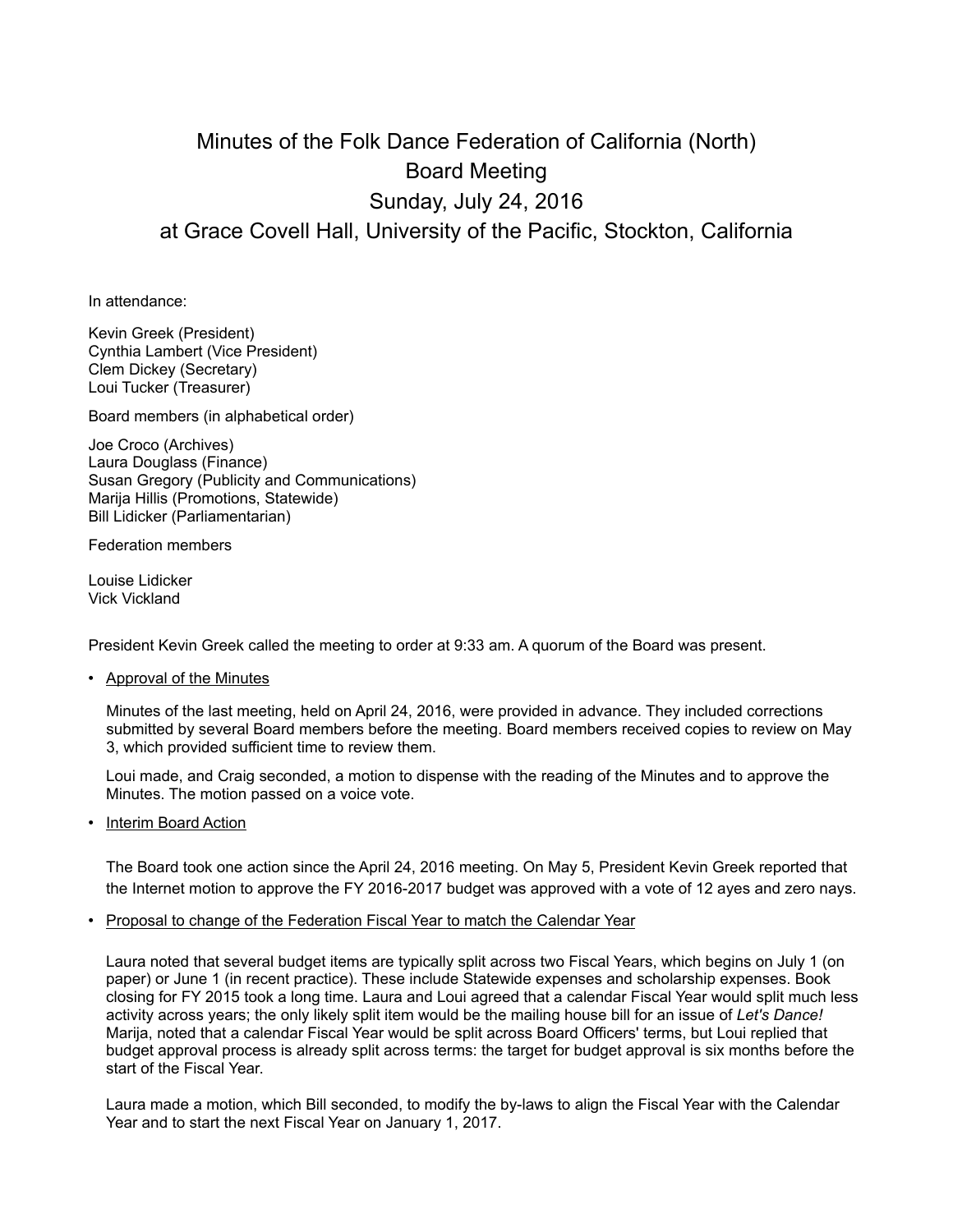# Minutes of the Folk Dance Federation of California (North) Board Meeting
## Sunday, July 24, 2016
## at Grace Covell Hall, University of the Pacific, Stockton, California

In attendance:

Kevin Greek (President)
Cynthia Lambert (Vice President)
Clem Dickey (Secretary)
Loui Tucker (Treasurer)

Board members (in alphabetical order)

Joe Croco (Archives)
Laura Douglass (Finance)
Susan Gregory (Publicity and Communications)
Marija Hillis (Promotions, Statewide)
Bill Lidicker (Parliamentarian)

Federation members

Louise Lidicker
Vick Vickland

President Kevin Greek called the meeting to order at 9:33 am. A quorum of the Board was present.

- Approval of the Minutes

  Minutes of the last meeting, held on April 24, 2016, were provided in advance. They included corrections submitted by several Board members before the meeting. Board members received copies to review on May 3, which provided sufficient time to review them.

  Loui made, and Craig seconded, a motion to dispense with the reading of the Minutes and to approve the Minutes. The motion passed on a voice vote.

- Interim Board Action

  The Board took one action since the April 24, 2016 meeting. On May 5, President Kevin Greek reported that the Internet motion to approve the FY 2016-2017 budget was approved with a vote of 12 ayes and zero nays.

- Proposal to change of the Federation Fiscal Year to match the Calendar Year

  Laura noted that several budget items are typically split across two Fiscal Years, which begins on July 1 (on paper) or June 1 (in recent practice). These include Statewide expenses and scholarship expenses. Book closing for FY 2015 took a long time. Laura and Loui agreed that a calendar Fiscal Year would split much less activity across years; the only likely split item would be the mailing house bill for an issue of *Let's Dance!* Marija, noted that a calendar Fiscal Year would be split across Board Officers' terms, but Loui replied that budget approval process is already split across terms: the target for budget approval is six months before the start of the Fiscal Year.

  Laura made a motion, which Bill seconded, to modify the by-laws to align the Fiscal Year with the Calendar Year and to start the next Fiscal Year on January 1, 2017.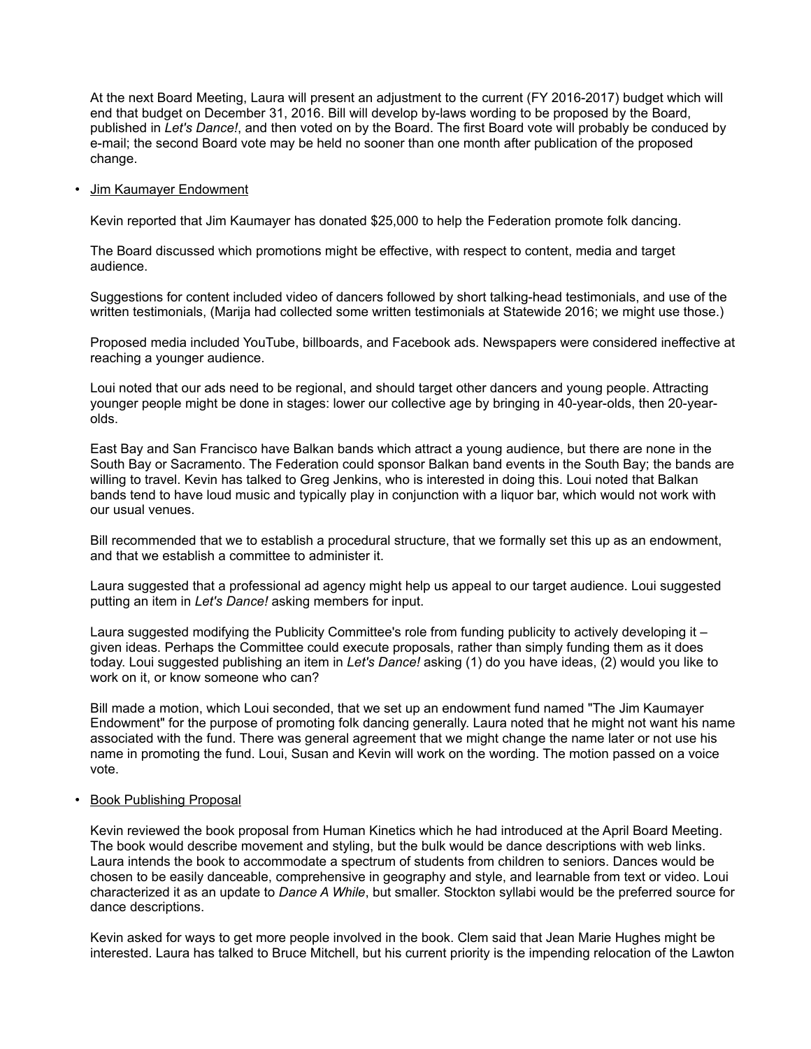At the next Board Meeting, Laura will present an adjustment to the current (FY 2016-2017) budget which will end that budget on December 31, 2016. Bill will develop by-laws wording to be proposed by the Board, published in *Let's Dance!*, and then voted on by the Board. The first Board vote will probably be conduced by e-mail; the second Board vote may be held no sooner than one month after publication of the proposed change.

- <u>Jim Kaumayer Endowment</u>

  Kevin reported that Jim Kaumayer has donated $25,000 to help the Federation promote folk dancing.

  The Board discussed which promotions might be effective, with respect to content, media and target audience.

  Suggestions for content included video of dancers followed by short talking-head testimonials, and use of the written testimonials, (Marija had collected some written testimonials at Statewide 2016; we might use those.)

  Proposed media included YouTube, billboards, and Facebook ads. Newspapers were considered ineffective at reaching a younger audience.

  Loui noted that our ads need to be regional, and should target other dancers and young people. Attracting younger people might be done in stages: lower our collective age by bringing in 40-year-olds, then 20-year-olds.

  East Bay and San Francisco have Balkan bands which attract a young audience, but there are none in the South Bay or Sacramento. The Federation could sponsor Balkan band events in the South Bay; the bands are willing to travel. Kevin has talked to Greg Jenkins, who is interested in doing this. Loui noted that Balkan bands tend to have loud music and typically play in conjunction with a liquor bar, which would not work with our usual venues.

  Bill recommended that we to establish a procedural structure, that we formally set this up as an endowment, and that we establish a committee to administer it.

  Laura suggested that a professional ad agency might help us appeal to our target audience. Loui suggested putting an item in *Let's Dance!* asking members for input.

  Laura suggested modifying the Publicity Committee's role from funding publicity to actively developing it – given ideas. Perhaps the Committee could execute proposals, rather than simply funding them as it does today. Loui suggested publishing an item in *Let's Dance!* asking (1) do you have ideas, (2) would you like to work on it, or know someone who can?

  Bill made a motion, which Loui seconded, that we set up an endowment fund named "The Jim Kaumayer Endowment" for the purpose of promoting folk dancing generally. Laura noted that he might not want his name associated with the fund. There was general agreement that we might change the name later or not use his name in promoting the fund. Loui, Susan and Kevin will work on the wording. The motion passed on a voice vote.

- <u>Book Publishing Proposal</u>

  Kevin reviewed the book proposal from Human Kinetics which he had introduced at the April Board Meeting. The book would describe movement and styling, but the bulk would be dance descriptions with web links. Laura intends the book to accommodate a spectrum of students from children to seniors. Dances would be chosen to be easily danceable, comprehensive in geography and style, and learnable from text or video. Loui characterized it as an update to *Dance A While*, but smaller. Stockton syllabi would be the preferred source for dance descriptions.

  Kevin asked for ways to get more people involved in the book. Clem said that Jean Marie Hughes might be interested. Laura has talked to Bruce Mitchell, but his current priority is the impending relocation of the Lawton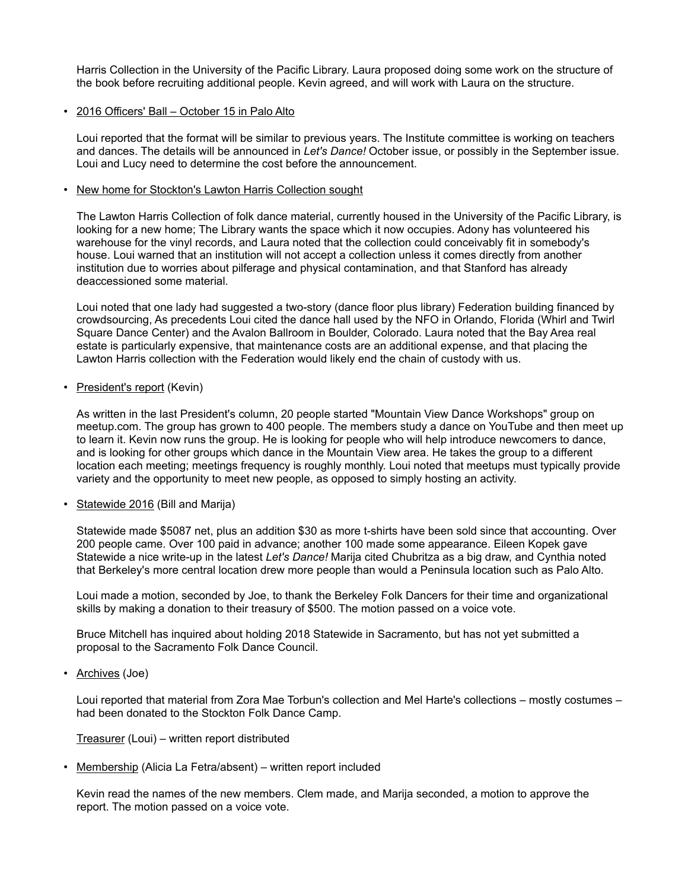Harris Collection in the University of the Pacific Library. Laura proposed doing some work on the structure of the book before recruiting additional people. Kevin agreed, and will work with Laura on the structure.

- <u>2016 Officers' Ball – October 15 in Palo Alto</u>

  Loui reported that the format will be similar to previous years. The Institute committee is working on teachers and dances. The details will be announced in *Let's Dance!* October issue, or possibly in the September issue. Loui and Lucy need to determine the cost before the announcement.

- <u>New home for Stockton's Lawton Harris Collection sought</u>

  The Lawton Harris Collection of folk dance material, currently housed in the University of the Pacific Library, is looking for a new home; The Library wants the space which it now occupies. Adony has volunteered his warehouse for the vinyl records, and Laura noted that the collection could conceivably fit in somebody's house. Loui warned that an institution will not accept a collection unless it comes directly from another institution due to worries about pilferage and physical contamination, and that Stanford has already deaccessioned some material.

  Loui noted that one lady had suggested a two-story (dance floor plus library) Federation building financed by crowdsourcing, As precedents Loui cited the dance hall used by the NFO in Orlando, Florida (Whirl and Twirl Square Dance Center) and the Avalon Ballroom in Boulder, Colorado. Laura noted that the Bay Area real estate is particularly expensive, that maintenance costs are an additional expense, and that placing the Lawton Harris collection with the Federation would likely end the chain of custody with us.

- <u>President's report</u> (Kevin)

  As written in the last President's column, 20 people started "Mountain View Dance Workshops" group on meetup.com. The group has grown to 400 people. The members study a dance on YouTube and then meet up to learn it. Kevin now runs the group. He is looking for people who will help introduce newcomers to dance, and is looking for other groups which dance in the Mountain View area. He takes the group to a different location each meeting; meetings frequency is roughly monthly. Loui noted that meetups must typically provide variety and the opportunity to meet new people, as opposed to simply hosting an activity.

- <u>Statewide 2016</u> (Bill and Marija)

  Statewide made $5087 net, plus an addition $30 as more t-shirts have been sold since that accounting. Over 200 people came. Over 100 paid in advance; another 100 made some appearance. Eileen Kopek gave Statewide a nice write-up in the latest *Let's Dance!* Marija cited Chubritza as a big draw, and Cynthia noted that Berkeley's more central location drew more people than would a Peninsula location such as Palo Alto.

  Loui made a motion, seconded by Joe, to thank the Berkeley Folk Dancers for their time and organizational skills by making a donation to their treasury of $500. The motion passed on a voice vote.

  Bruce Mitchell has inquired about holding 2018 Statewide in Sacramento, but has not yet submitted a proposal to the Sacramento Folk Dance Council.

- <u>Archives</u> (Joe)

  Loui reported that material from Zora Mae Torbun's collection and Mel Harte's collections – mostly costumes – had been donated to the Stockton Folk Dance Camp.

  <u>Treasurer</u> (Loui) – written report distributed

- <u>Membership</u> (Alicia La Fetra/absent) – written report included

  Kevin read the names of the new members. Clem made, and Marija seconded, a motion to approve the report. The motion passed on a voice vote.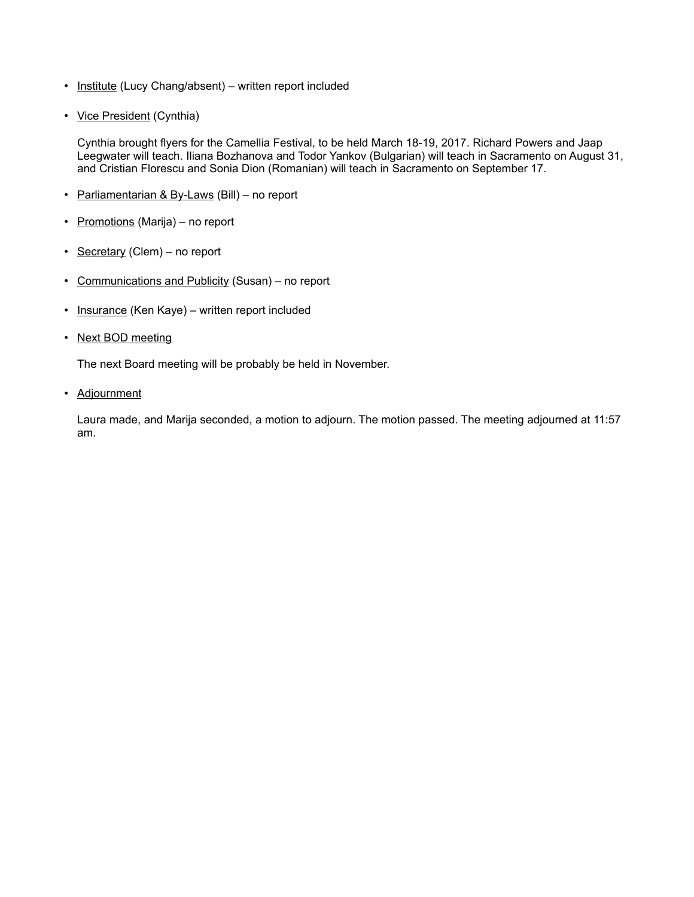- <u>Institute</u> (Lucy Chang/absent) – written report included

- <u>Vice President</u> (Cynthia)

  Cynthia brought flyers for the Camellia Festival, to be held March 18-19, 2017. Richard Powers and Jaap Leegwater will teach. Iliana Bozhanova and Todor Yankov (Bulgarian) will teach in Sacramento on August 31, and Cristian Florescu and Sonia Dion (Romanian) will teach in Sacramento on September 17.

- <u>Parliamentarian & By-Laws</u> (Bill) – no report

- <u>Promotions</u> (Marija) – no report

- <u>Secretary</u> (Clem) – no report

- <u>Communications and Publicity</u> (Susan) – no report

- <u>Insurance</u> (Ken Kaye) – written report included

- <u>Next BOD meeting</u>

  The next Board meeting will be probably be held in November.

- <u>Adjournment</u>

  Laura made, and Marija seconded, a motion to adjourn. The motion passed. The meeting adjourned at 11:57 am.